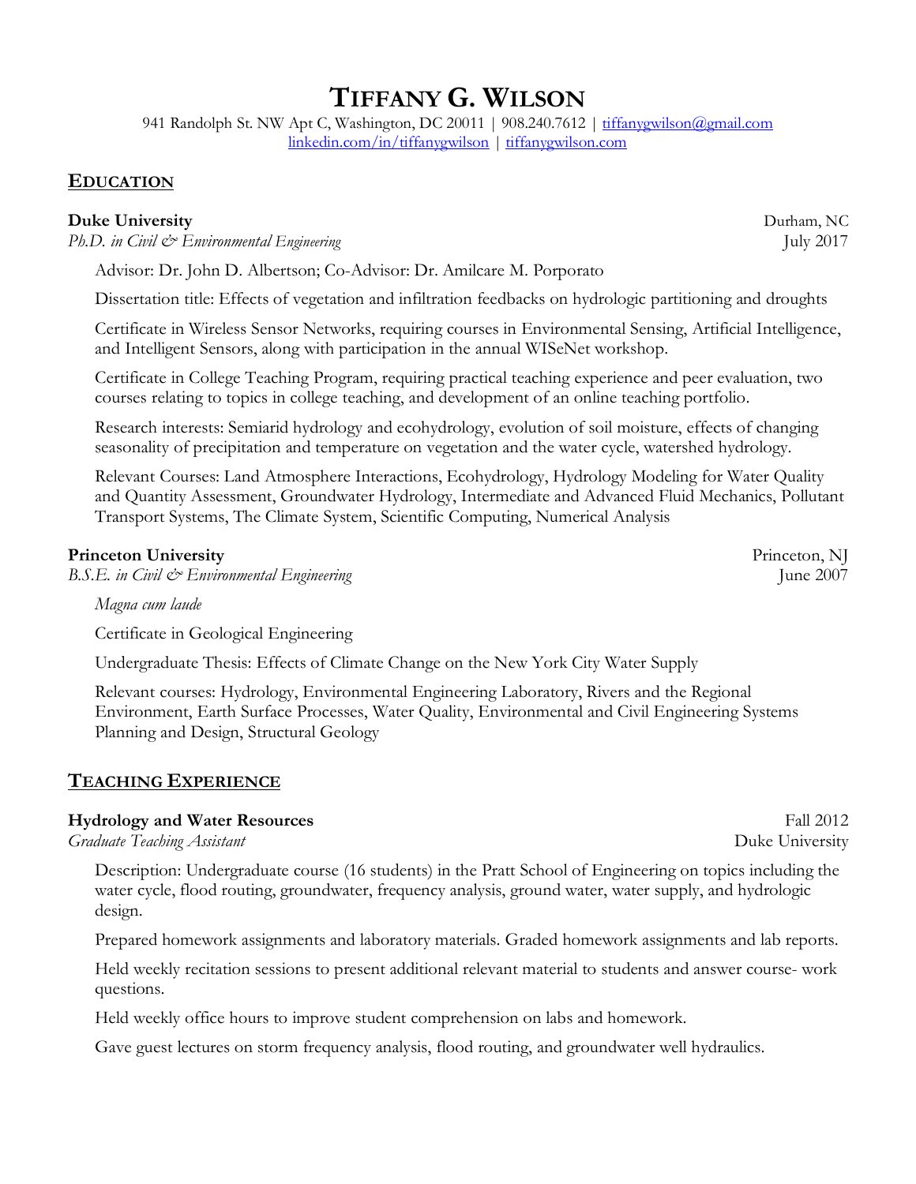# TIFFANY G. WILSON

941 Randolph St. NW Apt C, Washington, DC 20011 | 908.240.7612 | tiffanygwilson@gmail.com
linkedin.com/in/tiffanygwilson | tiffanygwilson.com

## EDUCATION

**Duke University** — Durham, NC
*Ph.D. in Civil & Environmental Engineering* — July 2017

Advisor: Dr. John D. Albertson; Co-Advisor: Dr. Amilcare M. Porporato

Dissertation title: Effects of vegetation and infiltration feedbacks on hydrologic partitioning and droughts

Certificate in Wireless Sensor Networks, requiring courses in Environmental Sensing, Artificial Intelligence, and Intelligent Sensors, along with participation in the annual WISeNet workshop.

Certificate in College Teaching Program, requiring practical teaching experience and peer evaluation, two courses relating to topics in college teaching, and development of an online teaching portfolio.

Research interests: Semiarid hydrology and ecohydrology, evolution of soil moisture, effects of changing seasonality of precipitation and temperature on vegetation and the water cycle, watershed hydrology.

Relevant Courses: Land Atmosphere Interactions, Ecohydrology, Hydrology Modeling for Water Quality and Quantity Assessment, Groundwater Hydrology, Intermediate and Advanced Fluid Mechanics, Pollutant Transport Systems, The Climate System, Scientific Computing, Numerical Analysis

**Princeton University** — Princeton, NJ
*B.S.E. in Civil & Environmental Engineering* — June 2007

*Magna cum laude*

Certificate in Geological Engineering

Undergraduate Thesis: Effects of Climate Change on the New York City Water Supply

Relevant courses: Hydrology, Environmental Engineering Laboratory, Rivers and the Regional Environment, Earth Surface Processes, Water Quality, Environmental and Civil Engineering Systems Planning and Design, Structural Geology

## TEACHING EXPERIENCE

**Hydrology and Water Resources** — Fall 2012
*Graduate Teaching Assistant* — Duke University

Description: Undergraduate course (16 students) in the Pratt School of Engineering on topics including the water cycle, flood routing, groundwater, frequency analysis, ground water, water supply, and hydrologic design.

Prepared homework assignments and laboratory materials. Graded homework assignments and lab reports.

Held weekly recitation sessions to present additional relevant material to students and answer course- work questions.

Held weekly office hours to improve student comprehension on labs and homework.

Gave guest lectures on storm frequency analysis, flood routing, and groundwater well hydraulics.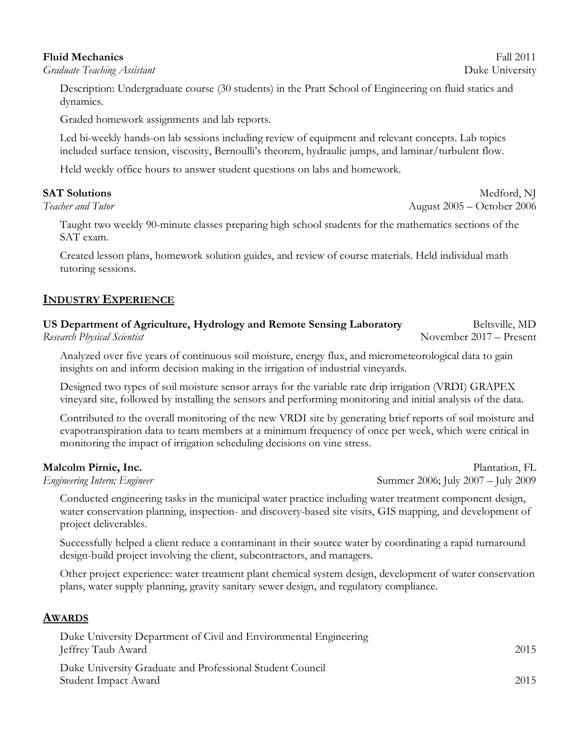**Fluid Mechanics** Fall 2011
*Graduate Teaching Assistant* Duke University

Description: Undergraduate course (30 students) in the Pratt School of Engineering on fluid statics and dynamics.

Graded homework assignments and lab reports.

Led bi-weekly hands-on lab sessions including review of equipment and relevant concepts. Lab topics included surface tension, viscosity, Bernoulli's theorem, hydraulic jumps, and laminar/turbulent flow.

Held weekly office hours to answer student questions on labs and homework.

**SAT Solutions** Medford, NJ
*Teacher and Tutor* August 2005 – October 2006

Taught two weekly 90-minute classes preparing high school students for the mathematics sections of the SAT exam.

Created lesson plans, homework solution guides, and review of course materials. Held individual math tutoring sessions.

## INDUSTRY EXPERIENCE

**US Department of Agriculture, Hydrology and Remote Sensing Laboratory** Beltsville, MD
*Research Physical Scientist* November 2017 – Present

Analyzed over five years of continuous soil moisture, energy flux, and micrometeorological data to gain insights on and inform decision making in the irrigation of industrial vineyards.

Designed two types of soil moisture sensor arrays for the variable rate drip irrigation (VRDI) GRAPEX vineyard site, followed by installing the sensors and performing monitoring and initial analysis of the data.

Contributed to the overall monitoring of the new VRDI site by generating brief reports of soil moisture and evapotranspiration data to team members at a minimum frequency of once per week, which were critical in monitoring the impact of irrigation scheduling decisions on vine stress.

**Malcolm Pirnie, Inc.** Plantation, FL
*Engineering Intern; Engineer* Summer 2006; July 2007 – July 2009

Conducted engineering tasks in the municipal water practice including water treatment component design, water conservation planning, inspection- and discovery-based site visits, GIS mapping, and development of project deliverables.

Successfully helped a client reduce a contaminant in their source water by coordinating a rapid turnaround design-build project involving the client, subcontractors, and managers.

Other project experience: water treatment plant chemical system design, development of water conservation plans, water supply planning, gravity sanitary sewer design, and regulatory compliance.

## AWARDS

Duke University Department of Civil and Environmental Engineering
Jeffrey Taub Award 2015

Duke University Graduate and Professional Student Council
Student Impact Award 2015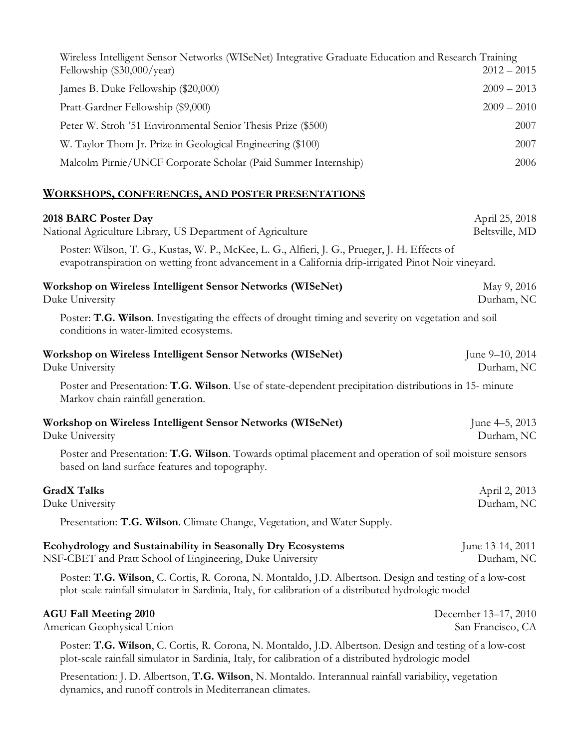Wireless Intelligent Sensor Networks (WISeNet) Integrative Graduate Education and Research Training Fellowship ($30,000/year) 2012 – 2015

James B. Duke Fellowship ($20,000) 2009 – 2013

Pratt-Gardner Fellowship ($9,000) 2009 – 2010

Peter W. Stroh '51 Environmental Senior Thesis Prize ($500) 2007

W. Taylor Thom Jr. Prize in Geological Engineering ($100) 2007

Malcolm Pirnie/UNCF Corporate Scholar (Paid Summer Internship) 2006

## WORKSHOPS, CONFERENCES, AND POSTER PRESENTATIONS

**2018 BARC Poster Day** April 25, 2018
National Agriculture Library, US Department of Agriculture Beltsville, MD

Poster: Wilson, T. G., Kustas, W. P., McKee, L. G., Alfieri, J. G., Prueger, J. H. Effects of evapotranspiration on wetting front advancement in a California drip-irrigated Pinot Noir vineyard.

**Workshop on Wireless Intelligent Sensor Networks (WISeNet)** May 9, 2016
Duke University Durham, NC

Poster: **T.G. Wilson**. Investigating the effects of drought timing and severity on vegetation and soil conditions in water-limited ecosystems.

**Workshop on Wireless Intelligent Sensor Networks (WISeNet)** June 9–10, 2014
Duke University Durham, NC

Poster and Presentation: **T.G. Wilson**. Use of state-dependent precipitation distributions in 15- minute Markov chain rainfall generation.

**Workshop on Wireless Intelligent Sensor Networks (WISeNet)** June 4–5, 2013
Duke University Durham, NC

Poster and Presentation: **T.G. Wilson**. Towards optimal placement and operation of soil moisture sensors based on land surface features and topography.

**GradX Talks** April 2, 2013
Duke University Durham, NC

Presentation: **T.G. Wilson**. Climate Change, Vegetation, and Water Supply.

**Ecohydrology and Sustainability in Seasonally Dry Ecosystems** June 13-14, 2011
NSF-CBET and Pratt School of Engineering, Duke University Durham, NC

Poster: **T.G. Wilson**, C. Cortis, R. Corona, N. Montaldo, J.D. Albertson. Design and testing of a low-cost plot-scale rainfall simulator in Sardinia, Italy, for calibration of a distributed hydrologic model

**AGU Fall Meeting 2010** December 13–17, 2010
American Geophysical Union San Francisco, CA

Poster: **T.G. Wilson**, C. Cortis, R. Corona, N. Montaldo, J.D. Albertson. Design and testing of a low-cost plot-scale rainfall simulator in Sardinia, Italy, for calibration of a distributed hydrologic model

Presentation: J. D. Albertson, **T.G. Wilson**, N. Montaldo. Interannual rainfall variability, vegetation dynamics, and runoff controls in Mediterranean climates.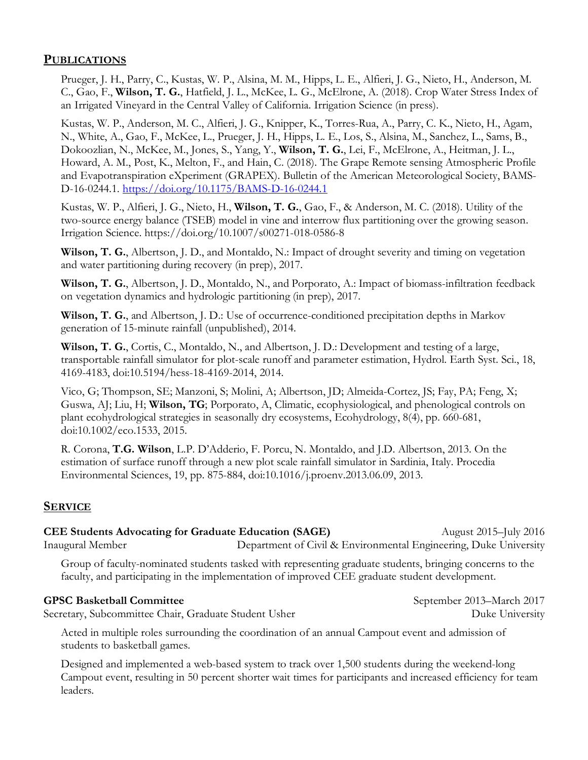## PUBLICATIONS

Prueger, J. H., Parry, C., Kustas, W. P., Alsina, M. M., Hipps, L. E., Alfieri, J. G., Nieto, H., Anderson, M. C., Gao, F., **Wilson, T. G.**, Hatfield, J. L., McKee, L. G., McElrone, A. (2018). Crop Water Stress Index of an Irrigated Vineyard in the Central Valley of California. Irrigation Science (in press).

Kustas, W. P., Anderson, M. C., Alfieri, J. G., Knipper, K., Torres-Rua, A., Parry, C. K., Nieto, H., Agam, N., White, A., Gao, F., McKee, L., Prueger, J. H., Hipps, L. E., Los, S., Alsina, M., Sanchez, L., Sams, B., Dokoozlian, N., McKee, M., Jones, S., Yang, Y., **Wilson, T. G.**, Lei, F., McElrone, A., Heitman, J. L., Howard, A. M., Post, K., Melton, F., and Hain, C. (2018). The Grape Remote sensing Atmospheric Profile and Evapotranspiration eXperiment (GRAPEX). Bulletin of the American Meteorological Society, BAMS-D-16-0244.1. https://doi.org/10.1175/BAMS-D-16-0244.1

Kustas, W. P., Alfieri, J. G., Nieto, H., **Wilson, T. G.**, Gao, F., & Anderson, M. C. (2018). Utility of the two-source energy balance (TSEB) model in vine and interrow flux partitioning over the growing season. Irrigation Science. https://doi.org/10.1007/s00271-018-0586-8

**Wilson, T. G.**, Albertson, J. D., and Montaldo, N.: Impact of drought severity and timing on vegetation and water partitioning during recovery (in prep), 2017.

**Wilson, T. G.**, Albertson, J. D., Montaldo, N., and Porporato, A.: Impact of biomass-infiltration feedback on vegetation dynamics and hydrologic partitioning (in prep), 2017.

**Wilson, T. G.**, and Albertson, J. D.: Use of occurrence-conditioned precipitation depths in Markov generation of 15-minute rainfall (unpublished), 2014.

**Wilson, T. G.**, Cortis, C., Montaldo, N., and Albertson, J. D.: Development and testing of a large, transportable rainfall simulator for plot-scale runoff and parameter estimation, Hydrol. Earth Syst. Sci., 18, 4169-4183, doi:10.5194/hess-18-4169-2014, 2014.

Vico, G; Thompson, SE; Manzoni, S; Molini, A; Albertson, JD; Almeida-Cortez, JS; Fay, PA; Feng, X; Guswa, AJ; Liu, H; **Wilson, TG**; Porporato, A, Climatic, ecophysiological, and phenological controls on plant ecohydrological strategies in seasonally dry ecosystems, Ecohydrology, 8(4), pp. 660-681, doi:10.1002/eco.1533, 2015.

R. Corona, **T.G. Wilson**, L.P. D'Adderio, F. Porcu, N. Montaldo, and J.D. Albertson, 2013. On the estimation of surface runoff through a new plot scale rainfall simulator in Sardinia, Italy. Procedia Environmental Sciences, 19, pp. 875-884, doi:10.1016/j.proenv.2013.06.09, 2013.

## SERVICE

**CEE Students Advocating for Graduate Education (SAGE)** — August 2015–July 2016
Inaugural Member — Department of Civil & Environmental Engineering, Duke University

Group of faculty-nominated students tasked with representing graduate students, bringing concerns to the faculty, and participating in the implementation of improved CEE graduate student development.

**GPSC Basketball Committee** — September 2013–March 2017
Secretary, Subcommittee Chair, Graduate Student Usher — Duke University

Acted in multiple roles surrounding the coordination of an annual Campout event and admission of students to basketball games.

Designed and implemented a web-based system to track over 1,500 students during the weekend-long Campout event, resulting in 50 percent shorter wait times for participants and increased efficiency for team leaders.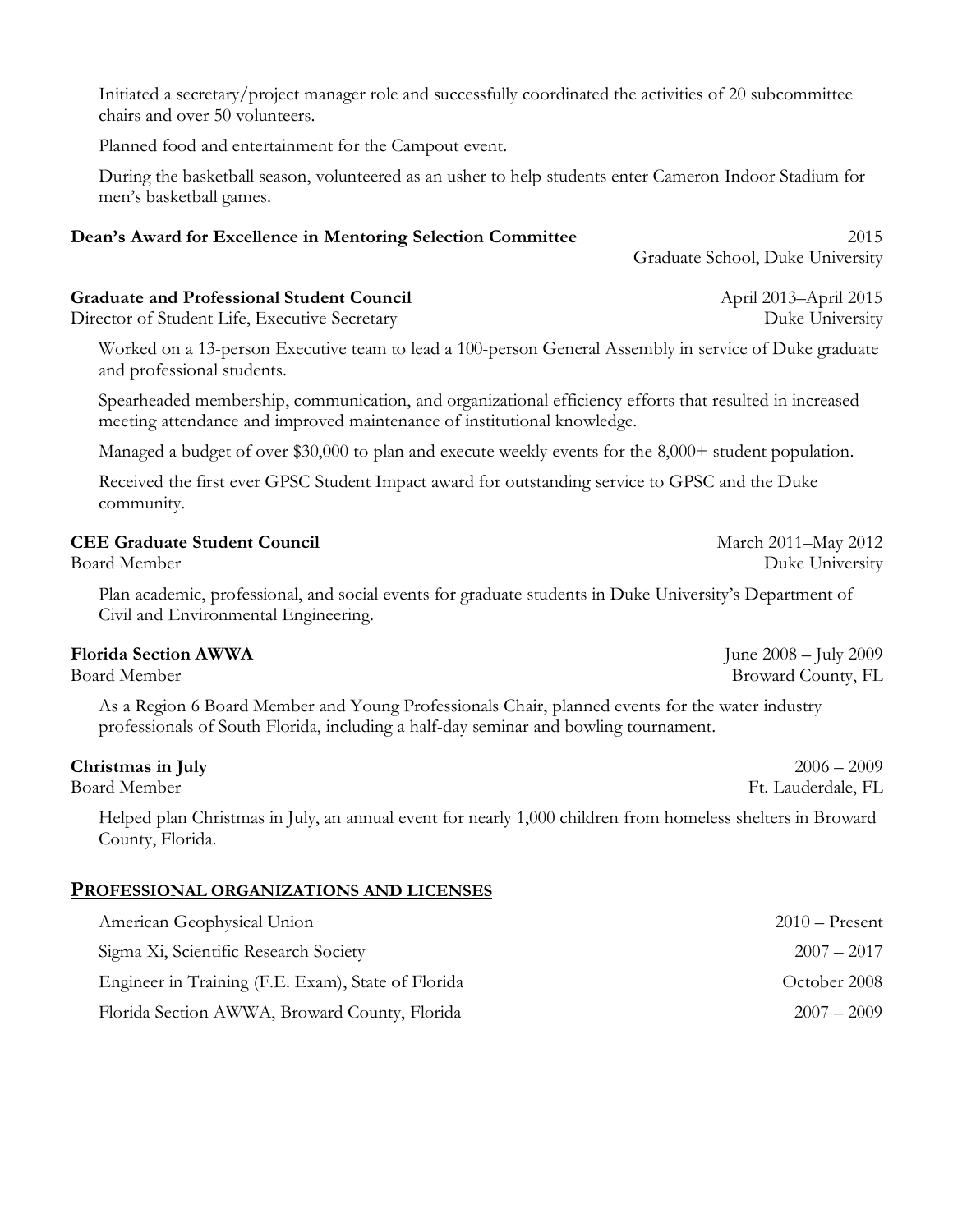Initiated a secretary/project manager role and successfully coordinated the activities of 20 subcommittee chairs and over 50 volunteers.

Planned food and entertainment for the Campout event.

During the basketball season, volunteered as an usher to help students enter Cameron Indoor Stadium for men's basketball games.

**Dean's Award for Excellence in Mentoring Selection Committee** — 2015
Graduate School, Duke University

**Graduate and Professional Student Council** — April 2013–April 2015
Director of Student Life, Executive Secretary — Duke University

Worked on a 13-person Executive team to lead a 100-person General Assembly in service of Duke graduate and professional students.

Spearheaded membership, communication, and organizational efficiency efforts that resulted in increased meeting attendance and improved maintenance of institutional knowledge.

Managed a budget of over $30,000 to plan and execute weekly events for the 8,000+ student population.

Received the first ever GPSC Student Impact award for outstanding service to GPSC and the Duke community.

**CEE Graduate Student Council** — March 2011–May 2012
Board Member — Duke University

Plan academic, professional, and social events for graduate students in Duke University's Department of Civil and Environmental Engineering.

**Florida Section AWWA** — June 2008 – July 2009
Board Member — Broward County, FL

As a Region 6 Board Member and Young Professionals Chair, planned events for the water industry professionals of South Florida, including a half-day seminar and bowling tournament.

**Christmas in July** — 2006 – 2009
Board Member — Ft. Lauderdale, FL

Helped plan Christmas in July, an annual event for nearly 1,000 children from homeless shelters in Broward County, Florida.

## Professional Organizations and Licenses

American Geophysical Union — 2010 – Present

Sigma Xi, Scientific Research Society — 2007 – 2017

Engineer in Training (F.E. Exam), State of Florida — October 2008

Florida Section AWWA, Broward County, Florida — 2007 – 2009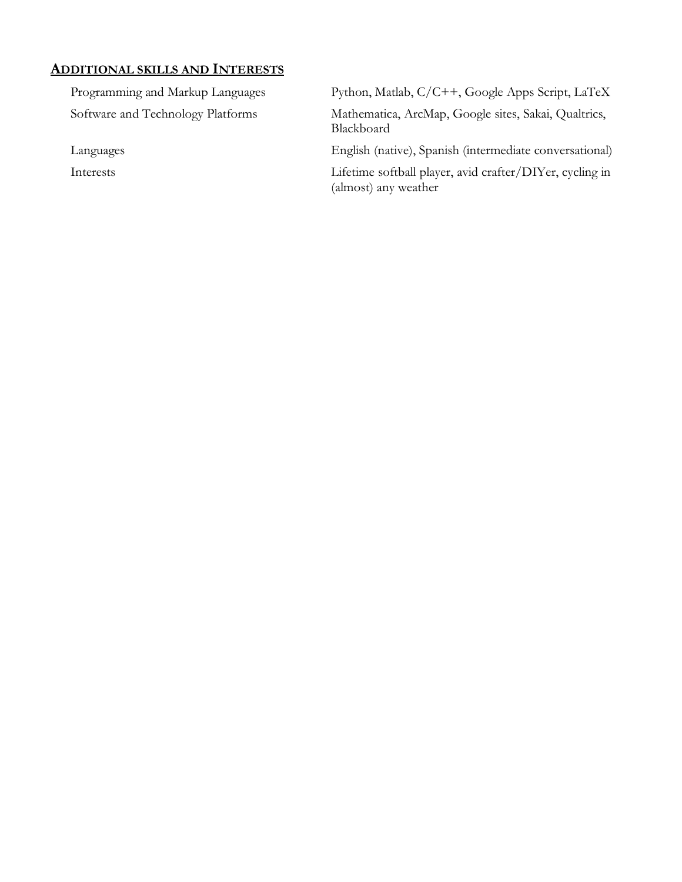## ADDITIONAL SKILLS AND INTERESTS

| | |
|---|---|
| Programming and Markup Languages | Python, Matlab, C/C++, Google Apps Script, LaTeX |
| Software and Technology Platforms | Mathematica, ArcMap, Google sites, Sakai, Qualtrics, Blackboard |
| Languages | English (native), Spanish (intermediate conversational) |
| Interests | Lifetime softball player, avid crafter/DIYer, cycling in (almost) any weather |